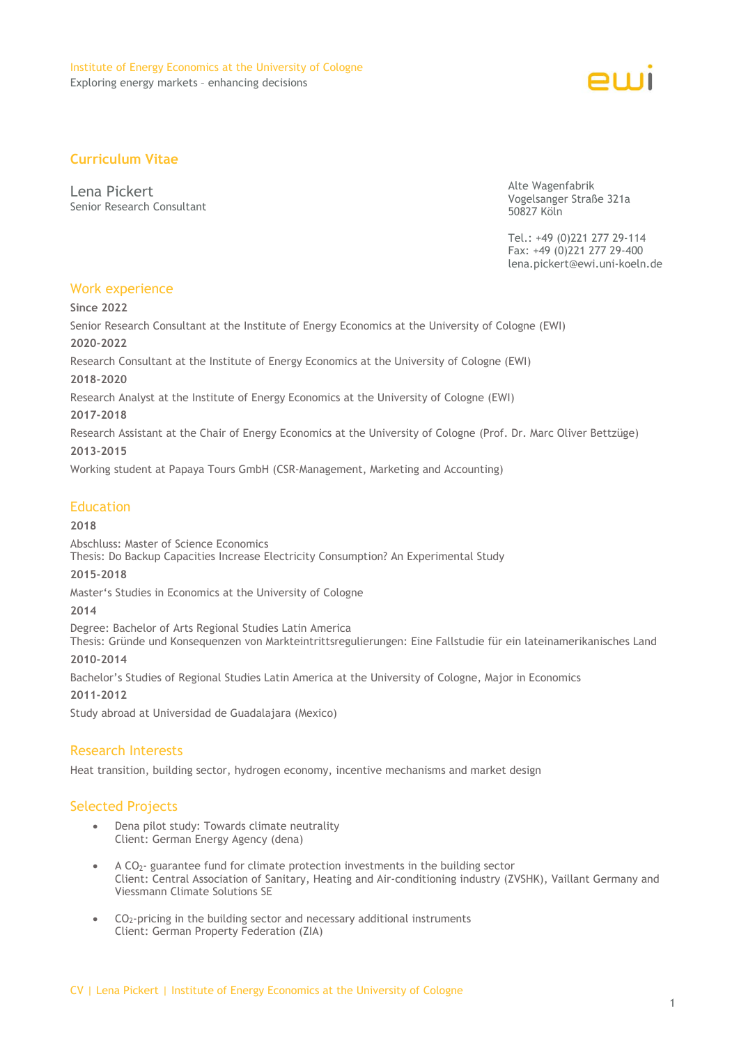Institute of Energy Economics at the University of Cologne
Exploring energy markets – enhancing decisions

## Curriculum Vitae

Lena Pickert
Senior Research Consultant

Alte Wagenfabrik
Vogelsanger Straße 321a
50827 Köln

Tel.: +49 (0)221 277 29-114
Fax: +49 (0)221 277 29-400
lena.pickert@ewi.uni-koeln.de

## Work experience

**Since 2022**

Senior Research Consultant at the Institute of Energy Economics at the University of Cologne (EWI)

**2020-2022**

Research Consultant at the Institute of Energy Economics at the University of Cologne (EWI)

**2018-2020**

Research Analyst at the Institute of Energy Economics at the University of Cologne (EWI)

**2017-2018**

Research Assistant at the Chair of Energy Economics at the University of Cologne (Prof. Dr. Marc Oliver Bettzüge)

**2013-2015**

Working student at Papaya Tours GmbH (CSR-Management, Marketing and Accounting)

## Education

**2018**

Abschluss: Master of Science Economics
Thesis: Do Backup Capacities Increase Electricity Consumption? An Experimental Study

**2015-2018**

Master's Studies in Economics at the University of Cologne

**2014**

Degree: Bachelor of Arts Regional Studies Latin America
Thesis: Gründe und Konsequenzen von Markteintrittsregulierungen: Eine Fallstudie für ein lateinamerikanisches Land

**2010-2014**

Bachelor's Studies of Regional Studies Latin America at the University of Cologne, Major in Economics

**2011-2012**

Study abroad at Universidad de Guadalajara (Mexico)

## Research Interests

Heat transition, building sector, hydrogen economy, incentive mechanisms and market design

## Selected Projects

- Dena pilot study: Towards climate neutrality
  Client: German Energy Agency (dena)
- A $CO_2$- guarantee fund for climate protection investments in the building sector
  Client: Central Association of Sanitary, Heating and Air-conditioning industry (ZVSHK), Vaillant Germany and Viessmann Climate Solutions SE
- $CO_2$-pricing in the building sector and necessary additional instruments
  Client: German Property Federation (ZIA)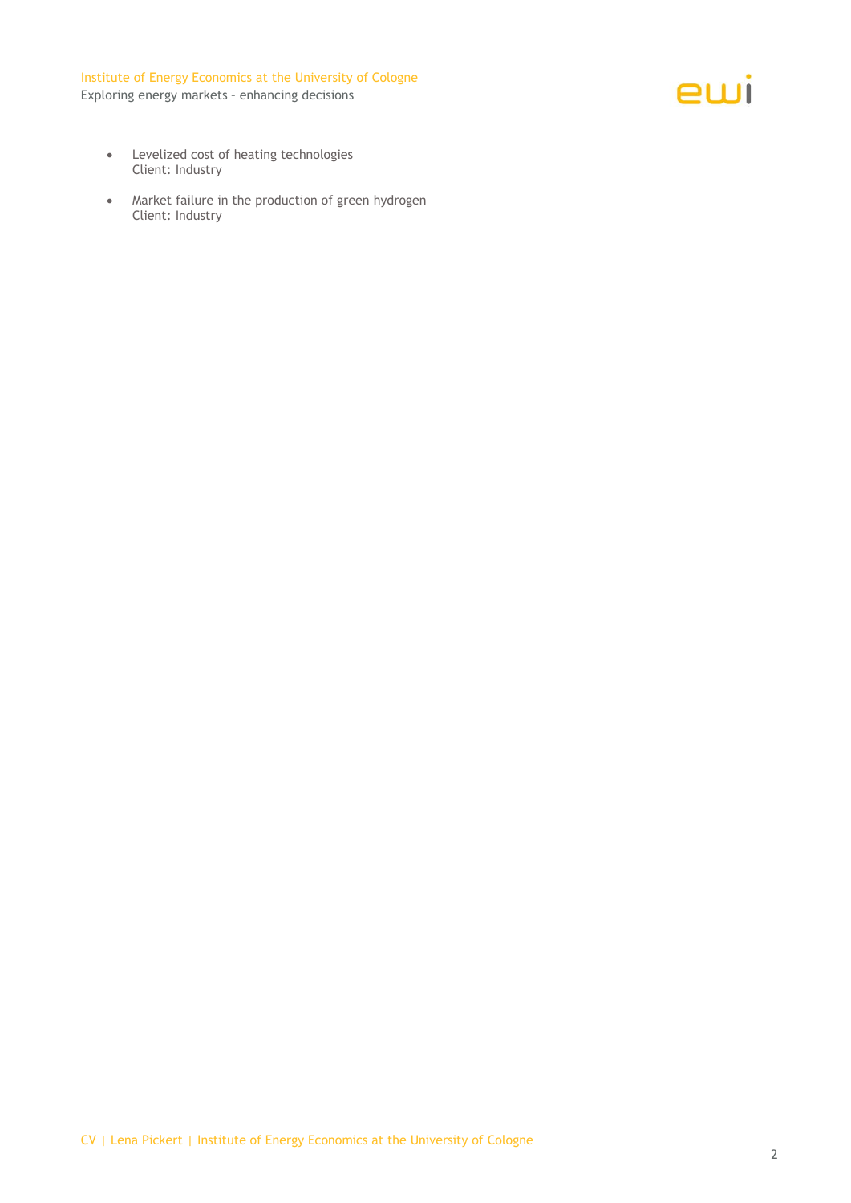- Levelized cost of heating technologies
  Client: Industry

- Market failure in the production of green hydrogen
  Client: Industry